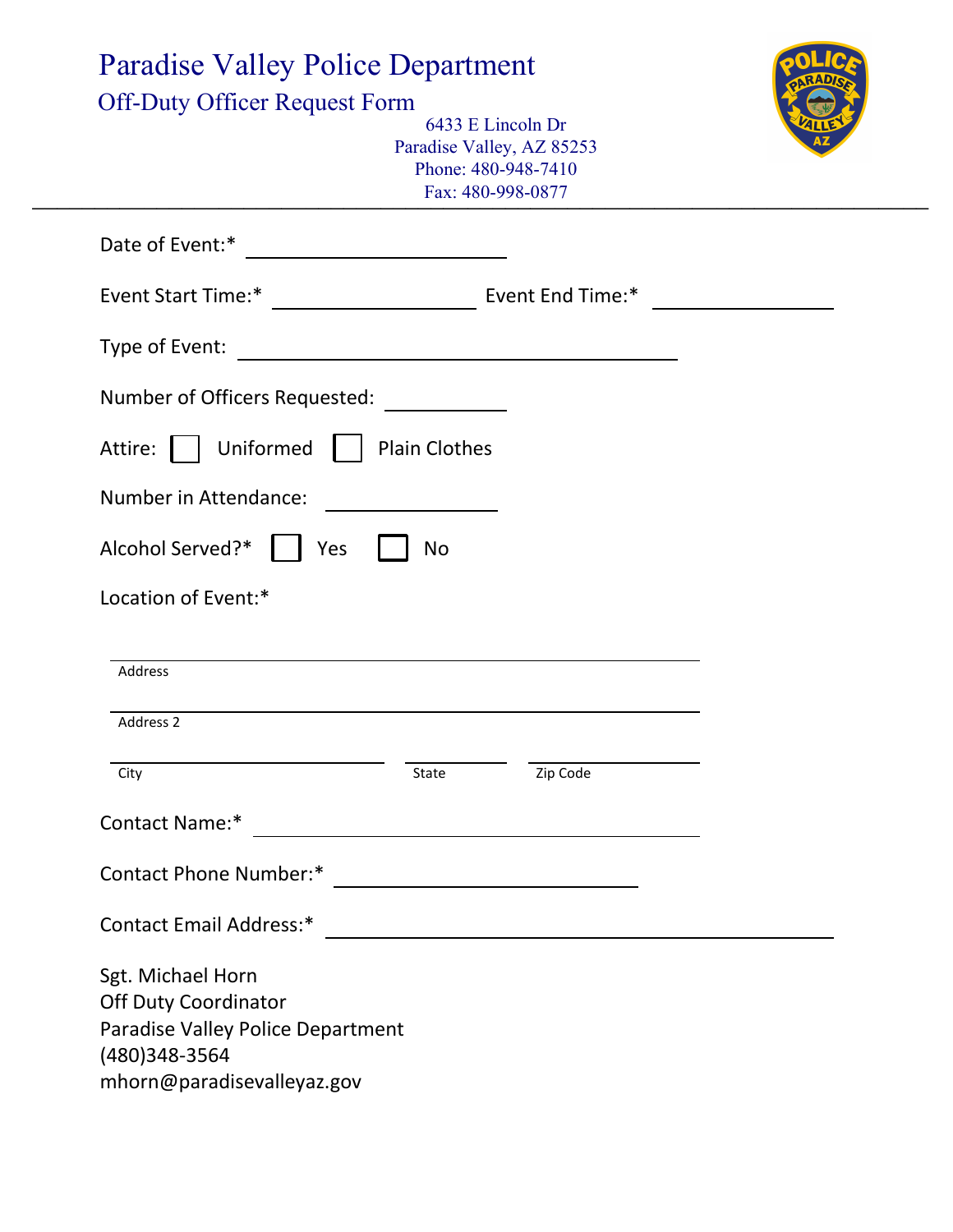# Paradise Valley Police Department

## Off-Duty Officer Request Form

6433 E Lincoln Dr
Paradise Valley, AZ 85253
Phone: 480-948-7410
Fax: 480-998-0877

---

Date of Event:* ____________________

Event Start Time:* ____________________ Event End Time:* ____________________

Type of Event: ________________________________________

Number of Officers Requested: __________

Attire: ☐ Uniformed ☐ Plain Clothes

Number in Attendance: ______________

Alcohol Served?* ☐ Yes ☐ No

Location of Event:*

________________________________________
Address

________________________________________
Address 2

____________________ __________ ______________
City State Zip Code

Contact Name:* ________________________________________

Contact Phone Number:* ____________________________

Contact Email Address:* ________________________________________

Sgt. Michael Horn
Off Duty Coordinator
Paradise Valley Police Department
(480)348-3564
mhorn@paradisevalleyaz.gov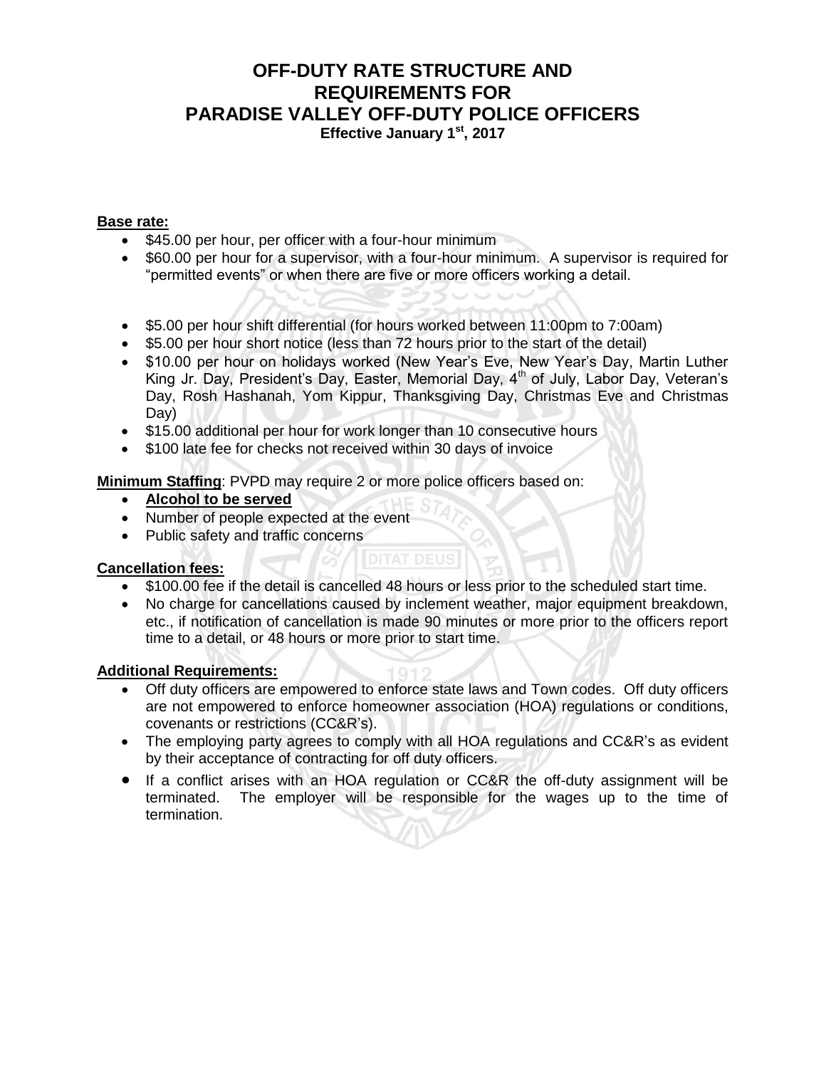# OFF-DUTY RATE STRUCTURE AND REQUIREMENTS FOR PARADISE VALLEY OFF-DUTY POLICE OFFICERS

**Effective January 1st, 2017**

**Base rate:**

- $45.00 per hour, per officer with a four-hour minimum
- $60.00 per hour for a supervisor, with a four-hour minimum. A supervisor is required for "permitted events" or when there are five or more officers working a detail.
- $5.00 per hour shift differential (for hours worked between 11:00pm to 7:00am)
- $5.00 per hour short notice (less than 72 hours prior to the start of the detail)
- $10.00 per hour on holidays worked (New Year's Eve, New Year's Day, Martin Luther King Jr. Day, President's Day, Easter, Memorial Day, 4th of July, Labor Day, Veteran's Day, Rosh Hashanah, Yom Kippur, Thanksgiving Day, Christmas Eve and Christmas Day)
- $15.00 additional per hour for work longer than 10 consecutive hours
- $100 late fee for checks not received within 30 days of invoice

**Minimum Staffing**: PVPD may require 2 or more police officers based on:

- **Alcohol to be served**
- Number of people expected at the event
- Public safety and traffic concerns

**Cancellation fees:**

- $100.00 fee if the detail is cancelled 48 hours or less prior to the scheduled start time.
- No charge for cancellations caused by inclement weather, major equipment breakdown, etc., if notification of cancellation is made 90 minutes or more prior to the officers report time to a detail, or 48 hours or more prior to start time.

**Additional Requirements:**

- Off duty officers are empowered to enforce state laws and Town codes. Off duty officers are not empowered to enforce homeowner association (HOA) regulations or conditions, covenants or restrictions (CC&R's).
- The employing party agrees to comply with all HOA regulations and CC&R's as evident by their acceptance of contracting for off duty officers.
- If a conflict arises with an HOA regulation or CC&R the off-duty assignment will be terminated. The employer will be responsible for the wages up to the time of termination.